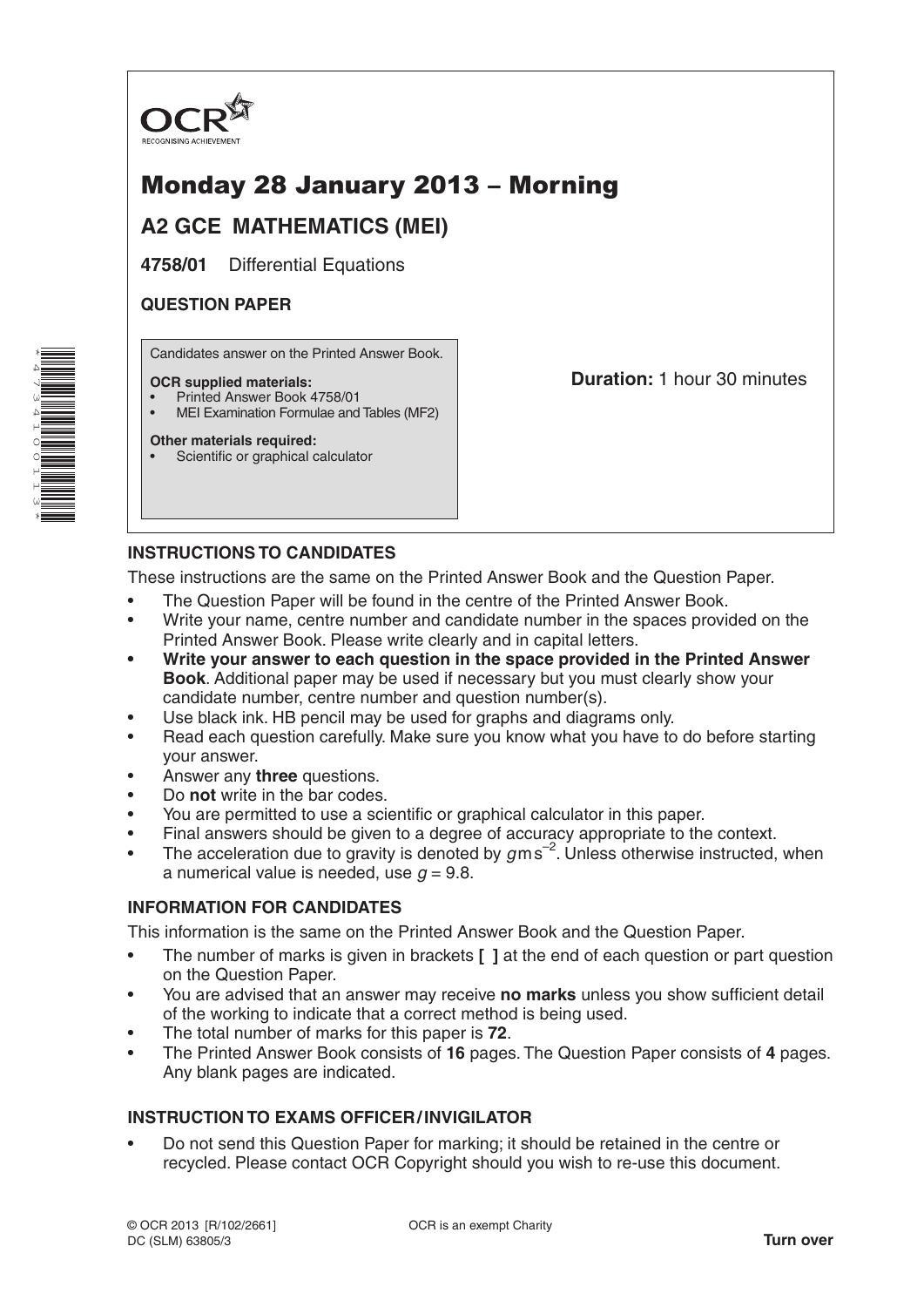OCR
RECOGNISING ACHIEVEMENT

# Monday 28 January 2013 – Morning

## A2 GCE MATHEMATICS (MEI)

**4758/01** Differential Equations

**QUESTION PAPER**

Candidates answer on the Printed Answer Book.

**OCR supplied materials:**
- Printed Answer Book 4758/01
- MEI Examination Formulae and Tables (MF2)

**Other materials required:**
- Scientific or graphical calculator

**Duration:** 1 hour 30 minutes

### INSTRUCTIONS TO CANDIDATES

These instructions are the same on the Printed Answer Book and the Question Paper.

- The Question Paper will be found in the centre of the Printed Answer Book.
- Write your name, centre number and candidate number in the spaces provided on the Printed Answer Book. Please write clearly and in capital letters.
- **Write your answer to each question in the space provided in the Printed Answer Book**. Additional paper may be used if necessary but you must clearly show your candidate number, centre number and question number(s).
- Use black ink. HB pencil may be used for graphs and diagrams only.
- Read each question carefully. Make sure you know what you have to do before starting your answer.
- Answer any **three** questions.
- Do **not** write in the bar codes.
- You are permitted to use a scientific or graphical calculator in this paper.
- Final answers should be given to a degree of accuracy appropriate to the context.
- The acceleration due to gravity is denoted by $g\,\text{m}\,\text{s}^{-2}$. Unless otherwise instructed, when a numerical value is needed, use $g = 9.8$.

### INFORMATION FOR CANDIDATES

This information is the same on the Printed Answer Book and the Question Paper.

- The number of marks is given in brackets **[ ]** at the end of each question or part question on the Question Paper.
- You are advised that an answer may receive **no marks** unless you show sufficient detail of the working to indicate that a correct method is being used.
- The total number of marks for this paper is **72**.
- The Printed Answer Book consists of **16** pages. The Question Paper consists of **4** pages. Any blank pages are indicated.

### INSTRUCTION TO EXAMS OFFICER / INVIGILATOR

- Do not send this Question Paper for marking; it should be retained in the centre or recycled. Please contact OCR Copyright should you wish to re-use this document.

© OCR 2013 [R/102/2661]
DC (SLM) 63805/3

OCR is an exempt Charity

**Turn over**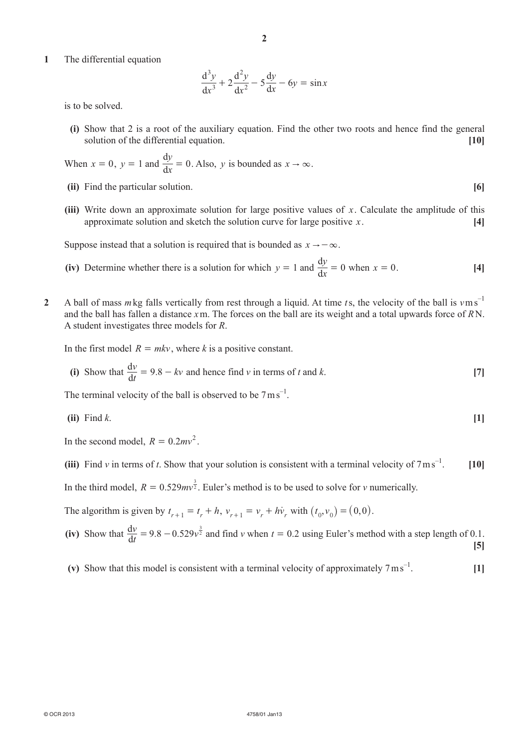**1** The differential equation

$$\frac{d^3y}{dx^3} + 2\frac{d^2y}{dx^2} - 5\frac{dy}{dx} - 6y = \sin x$$

is to be solved.

**(i)** Show that 2 is a root of the auxiliary equation. Find the other two roots and hence find the general solution of the differential equation. **[10]**

When $x = 0$, $y = 1$ and $\frac{dy}{dx} = 0$. Also, $y$ is bounded as $x \to \infty$.

**(ii)** Find the particular solution. **[6]**

**(iii)** Write down an approximate solution for large positive values of $x$. Calculate the amplitude of this approximate solution and sketch the solution curve for large positive $x$. **[4]**

Suppose instead that a solution is required that is bounded as $x \to -\infty$.

**(iv)** Determine whether there is a solution for which $y = 1$ and $\frac{dy}{dx} = 0$ when $x = 0$. **[4]**

**2** A ball of mass $m$ kg falls vertically from rest through a liquid. At time $t$ s, the velocity of the ball is $v\,\text{m s}^{-1}$ and the ball has fallen a distance $x$ m. The forces on the ball are its weight and a total upwards force of $R$ N. A student investigates three models for $R$.

In the first model $R = mkv$, where $k$ is a positive constant.

**(i)** Show that $\frac{dv}{dt} = 9.8 - kv$ and hence find $v$ in terms of $t$ and $k$. **[7]**

The terminal velocity of the ball is observed to be $7\,\text{m s}^{-1}$.

**(ii)** Find $k$. **[1]**

In the second model, $R = 0.2mv^2$.

**(iii)** Find $v$ in terms of $t$. Show that your solution is consistent with a terminal velocity of $7\,\text{m s}^{-1}$. **[10]**

In the third model, $R = 0.529mv^{\frac{3}{2}}$. Euler's method is to be used to solve for $v$ numerically.

The algorithm is given by $t_{r+1} = t_r + h$, $v_{r+1} = v_r + h\dot{v}_r$ with $(t_0, v_0) = (0, 0)$.

**(iv)** Show that $\frac{dv}{dt} = 9.8 - 0.529v^{\frac{3}{2}}$ and find $v$ when $t = 0.2$ using Euler's method with a step length of 0.1. **[5]**

**(v)** Show that this model is consistent with a terminal velocity of approximately $7\,\text{m s}^{-1}$. **[1]**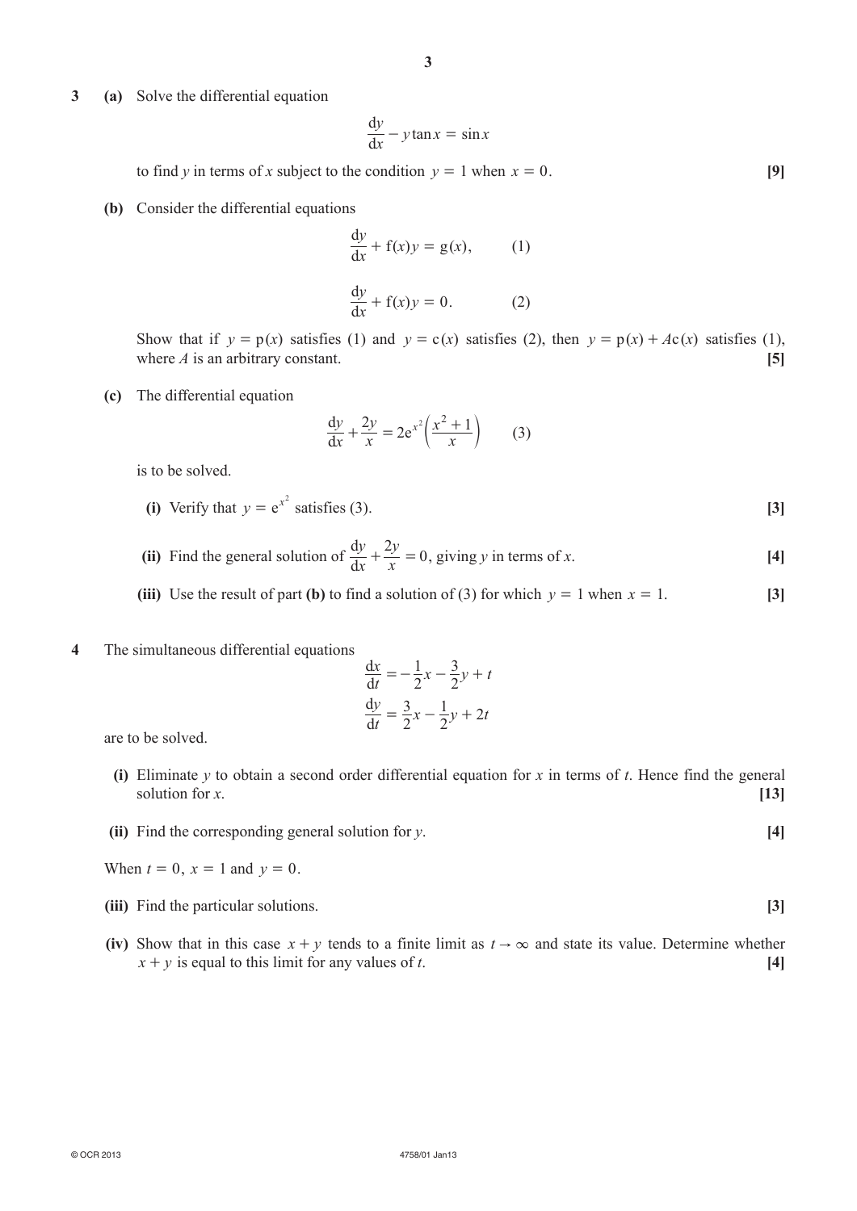**3** **(a)** Solve the differential equation

$$\frac{\mathrm{d}y}{\mathrm{d}x} - y\tan x = \sin x$$

to find $y$ in terms of $x$ subject to the condition $y = 1$ when $x = 0$. **[9]**

**(b)** Consider the differential equations

$$\frac{\mathrm{d}y}{\mathrm{d}x} + \mathrm{f}(x)y = \mathrm{g}(x), \qquad (1)$$

$$\frac{\mathrm{d}y}{\mathrm{d}x} + \mathrm{f}(x)y = 0. \qquad (2)$$

Show that if $y = \mathrm{p}(x)$ satisfies (1) and $y = \mathrm{c}(x)$ satisfies (2), then $y = \mathrm{p}(x) + A\mathrm{c}(x)$ satisfies (1), where $A$ is an arbitrary constant. **[5]**

**(c)** The differential equation

$$\frac{\mathrm{d}y}{\mathrm{d}x} + \frac{2y}{x} = 2\mathrm{e}^{x^2}\left(\frac{x^2+1}{x}\right) \qquad (3)$$

is to be solved.

**(i)** Verify that $y = \mathrm{e}^{x^2}$ satisfies (3). **[3]**

**(ii)** Find the general solution of $\dfrac{\mathrm{d}y}{\mathrm{d}x} + \dfrac{2y}{x} = 0$, giving $y$ in terms of $x$. **[4]**

**(iii)** Use the result of part **(b)** to find a solution of (3) for which $y = 1$ when $x = 1$. **[3]**

**4** The simultaneous differential equations

$$\frac{\mathrm{d}x}{\mathrm{d}t} = -\frac{1}{2}x - \frac{3}{2}y + t$$

$$\frac{\mathrm{d}y}{\mathrm{d}t} = \frac{3}{2}x - \frac{1}{2}y + 2t$$

are to be solved.

**(i)** Eliminate $y$ to obtain a second order differential equation for $x$ in terms of $t$. Hence find the general solution for $x$. **[13]**

**(ii)** Find the corresponding general solution for $y$. **[4]**

When $t = 0$, $x = 1$ and $y = 0$.

**(iii)** Find the particular solutions. **[3]**

**(iv)** Show that in this case $x + y$ tends to a finite limit as $t \to \infty$ and state its value. Determine whether $x + y$ is equal to this limit for any values of $t$. **[4]**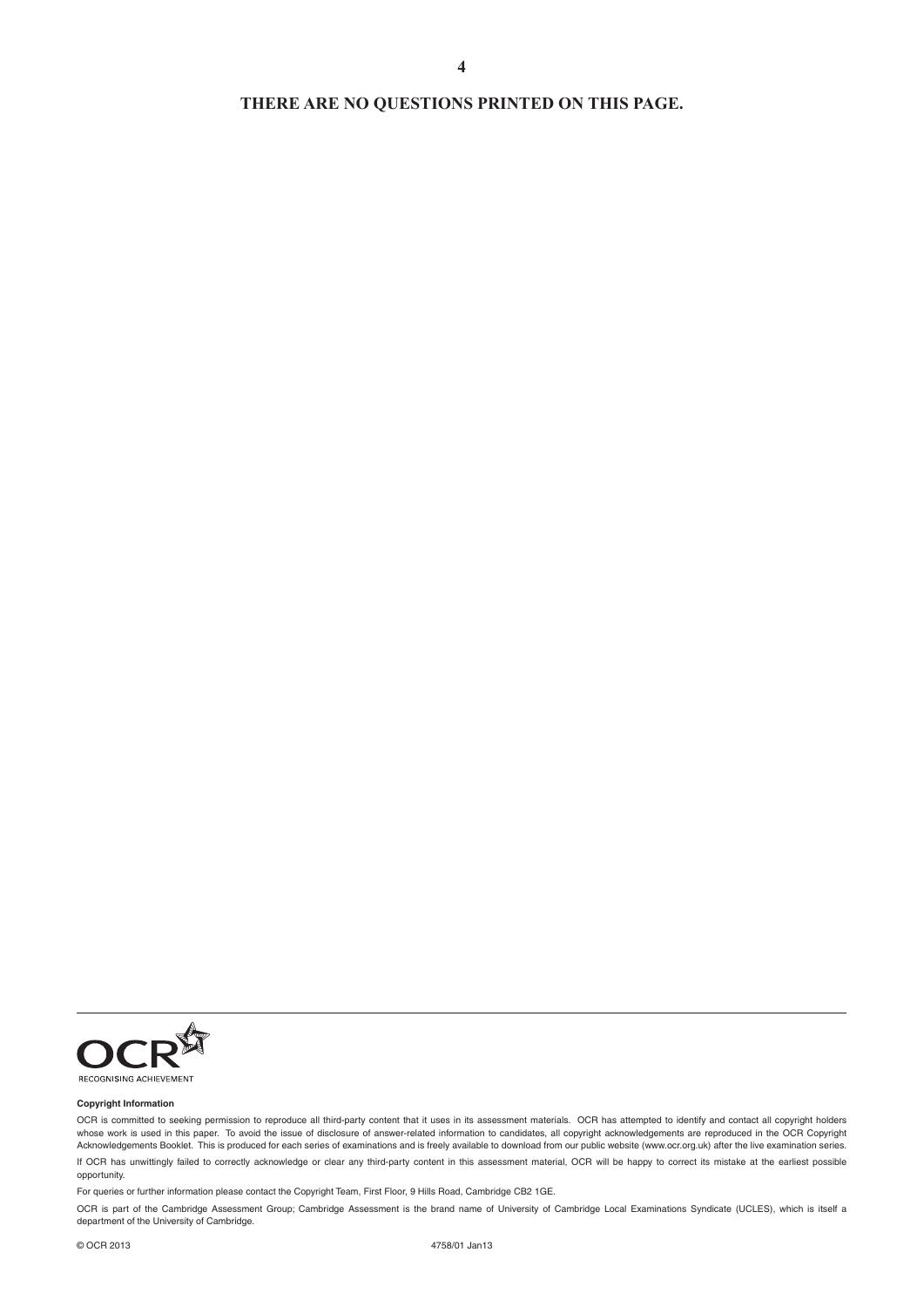**THERE ARE NO QUESTIONS PRINTED ON THIS PAGE.**

OCR
RECOGNISING ACHIEVEMENT

**Copyright Information**

OCR is committed to seeking permission to reproduce all third-party content that it uses in its assessment materials. OCR has attempted to identify and contact all copyright holders whose work is used in this paper. To avoid the issue of disclosure of answer-related information to candidates, all copyright acknowledgements are reproduced in the OCR Copyright Acknowledgements Booklet. This is produced for each series of examinations and is freely available to download from our public website (www.ocr.org.uk) after the live examination series.

If OCR has unwittingly failed to correctly acknowledge or clear any third-party content in this assessment material, OCR will be happy to correct its mistake at the earliest possible opportunity.

For queries or further information please contact the Copyright Team, First Floor, 9 Hills Road, Cambridge CB2 1GE.

OCR is part of the Cambridge Assessment Group; Cambridge Assessment is the brand name of University of Cambridge Local Examinations Syndicate (UCLES), which is itself a department of the University of Cambridge.

© OCR 2013 4758/01 Jan13